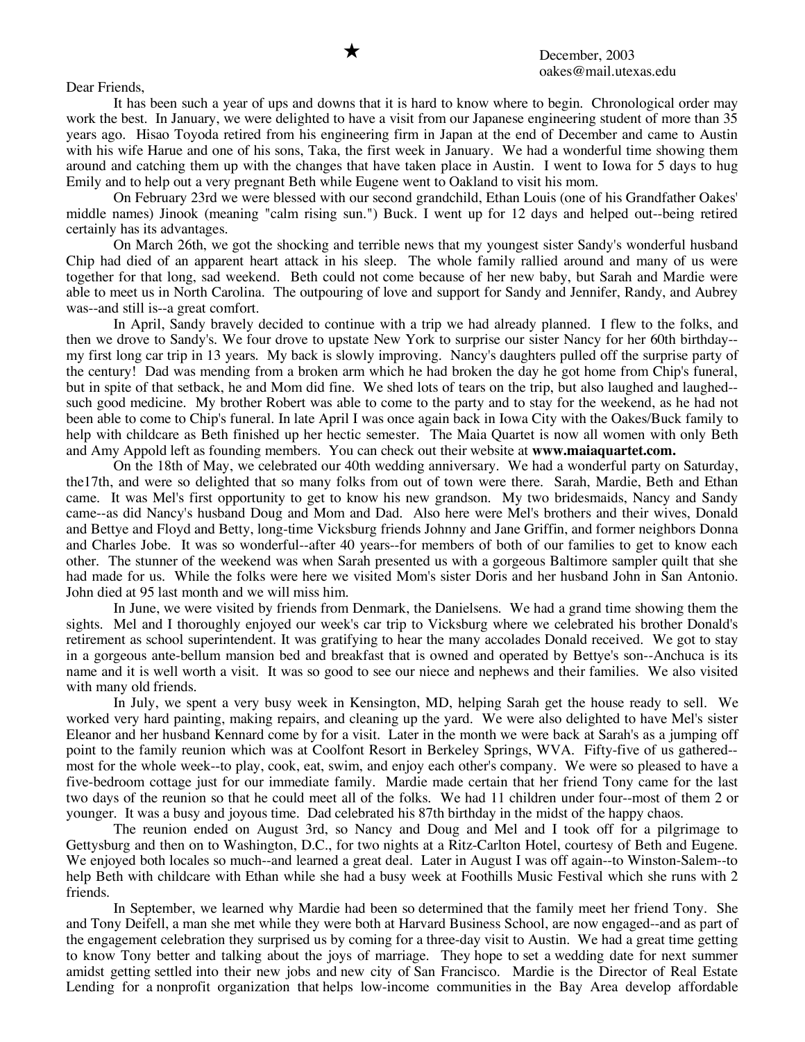★

December, 2003
oakes@mail.utexas.edu

Dear Friends,

It has been such a year of ups and downs that it is hard to know where to begin. Chronological order may work the best. In January, we were delighted to have a visit from our Japanese engineering student of more than 35 years ago. Hisao Toyoda retired from his engineering firm in Japan at the end of December and came to Austin with his wife Harue and one of his sons, Taka, the first week in January. We had a wonderful time showing them around and catching them up with the changes that have taken place in Austin. I went to Iowa for 5 days to hug Emily and to help out a very pregnant Beth while Eugene went to Oakland to visit his mom.

On February 23rd we were blessed with our second grandchild, Ethan Louis (one of his Grandfather Oakes' middle names) Jinook (meaning "calm rising sun.") Buck. I went up for 12 days and helped out--being retired certainly has its advantages.

On March 26th, we got the shocking and terrible news that my youngest sister Sandy's wonderful husband Chip had died of an apparent heart attack in his sleep. The whole family rallied around and many of us were together for that long, sad weekend. Beth could not come because of her new baby, but Sarah and Mardie were able to meet us in North Carolina. The outpouring of love and support for Sandy and Jennifer, Randy, and Aubrey was--and still is--a great comfort.

In April, Sandy bravely decided to continue with a trip we had already planned. I flew to the folks, and then we drove to Sandy's. We four drove to upstate New York to surprise our sister Nancy for her 60th birthday--my first long car trip in 13 years. My back is slowly improving. Nancy's daughters pulled off the surprise party of the century! Dad was mending from a broken arm which he had broken the day he got home from Chip's funeral, but in spite of that setback, he and Mom did fine. We shed lots of tears on the trip, but also laughed and laughed--such good medicine. My brother Robert was able to come to the party and to stay for the weekend, as he had not been able to come to Chip's funeral. In late April I was once again back in Iowa City with the Oakes/Buck family to help with childcare as Beth finished up her hectic semester. The Maia Quartet is now all women with only Beth and Amy Appold left as founding members. You can check out their website at **www.maiaquartet.com.**

On the 18th of May, we celebrated our 40th wedding anniversary. We had a wonderful party on Saturday, the17th, and were so delighted that so many folks from out of town were there. Sarah, Mardie, Beth and Ethan came. It was Mel's first opportunity to get to know his new grandson. My two bridesmaids, Nancy and Sandy came--as did Nancy's husband Doug and Mom and Dad. Also here were Mel's brothers and their wives, Donald and Bettye and Floyd and Betty, long-time Vicksburg friends Johnny and Jane Griffin, and former neighbors Donna and Charles Jobe. It was so wonderful--after 40 years--for members of both of our families to get to know each other. The stunner of the weekend was when Sarah presented us with a gorgeous Baltimore sampler quilt that she had made for us. While the folks were here we visited Mom's sister Doris and her husband John in San Antonio. John died at 95 last month and we will miss him.

In June, we were visited by friends from Denmark, the Danielsens. We had a grand time showing them the sights. Mel and I thoroughly enjoyed our week's car trip to Vicksburg where we celebrated his brother Donald's retirement as school superintendent. It was gratifying to hear the many accolades Donald received. We got to stay in a gorgeous ante-bellum mansion bed and breakfast that is owned and operated by Bettye's son--Anchuca is its name and it is well worth a visit. It was so good to see our niece and nephews and their families. We also visited with many old friends.

In July, we spent a very busy week in Kensington, MD, helping Sarah get the house ready to sell. We worked very hard painting, making repairs, and cleaning up the yard. We were also delighted to have Mel's sister Eleanor and her husband Kennard come by for a visit. Later in the month we were back at Sarah's as a jumping off point to the family reunion which was at Coolfont Resort in Berkeley Springs, WVA. Fifty-five of us gathered--most for the whole week--to play, cook, eat, swim, and enjoy each other's company. We were so pleased to have a five-bedroom cottage just for our immediate family. Mardie made certain that her friend Tony came for the last two days of the reunion so that he could meet all of the folks. We had 11 children under four--most of them 2 or younger. It was a busy and joyous time. Dad celebrated his 87th birthday in the midst of the happy chaos.

The reunion ended on August 3rd, so Nancy and Doug and Mel and I took off for a pilgrimage to Gettysburg and then on to Washington, D.C., for two nights at a Ritz-Carlton Hotel, courtesy of Beth and Eugene. We enjoyed both locales so much--and learned a great deal. Later in August I was off again--to Winston-Salem--to help Beth with childcare with Ethan while she had a busy week at Foothills Music Festival which she runs with 2 friends.

In September, we learned why Mardie had been so determined that the family meet her friend Tony. She and Tony Deifell, a man she met while they were both at Harvard Business School, are now engaged--and as part of the engagement celebration they surprised us by coming for a three-day visit to Austin. We had a great time getting to know Tony better and talking about the joys of marriage. They hope to set a wedding date for next summer amidst getting settled into their new jobs and new city of San Francisco. Mardie is the Director of Real Estate Lending for a nonprofit organization that helps low-income communities in the Bay Area develop affordable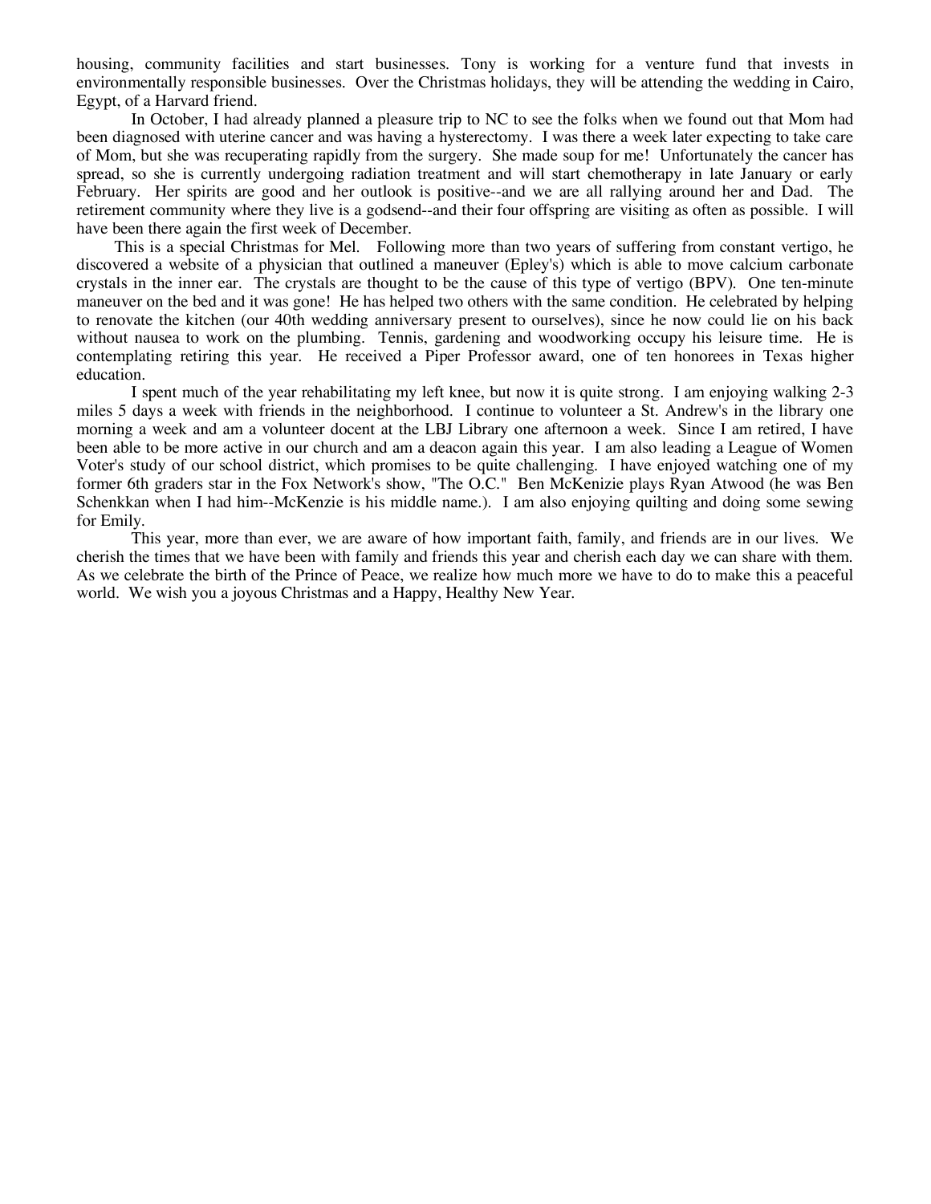housing, community facilities and start businesses. Tony is working for a venture fund that invests in environmentally responsible businesses. Over the Christmas holidays, they will be attending the wedding in Cairo, Egypt, of a Harvard friend.

In October, I had already planned a pleasure trip to NC to see the folks when we found out that Mom had been diagnosed with uterine cancer and was having a hysterectomy. I was there a week later expecting to take care of Mom, but she was recuperating rapidly from the surgery. She made soup for me! Unfortunately the cancer has spread, so she is currently undergoing radiation treatment and will start chemotherapy in late January or early February. Her spirits are good and her outlook is positive--and we are all rallying around her and Dad. The retirement community where they live is a godsend--and their four offspring are visiting as often as possible. I will have been there again the first week of December.

This is a special Christmas for Mel. Following more than two years of suffering from constant vertigo, he discovered a website of a physician that outlined a maneuver (Epley's) which is able to move calcium carbonate crystals in the inner ear. The crystals are thought to be the cause of this type of vertigo (BPV). One ten-minute maneuver on the bed and it was gone! He has helped two others with the same condition. He celebrated by helping to renovate the kitchen (our 40th wedding anniversary present to ourselves), since he now could lie on his back without nausea to work on the plumbing. Tennis, gardening and woodworking occupy his leisure time. He is contemplating retiring this year. He received a Piper Professor award, one of ten honorees in Texas higher education.

I spent much of the year rehabilitating my left knee, but now it is quite strong. I am enjoying walking 2-3 miles 5 days a week with friends in the neighborhood. I continue to volunteer a St. Andrew's in the library one morning a week and am a volunteer docent at the LBJ Library one afternoon a week. Since I am retired, I have been able to be more active in our church and am a deacon again this year. I am also leading a League of Women Voter's study of our school district, which promises to be quite challenging. I have enjoyed watching one of my former 6th graders star in the Fox Network's show, "The O.C." Ben McKenizie plays Ryan Atwood (he was Ben Schenkkan when I had him--McKenzie is his middle name.). I am also enjoying quilting and doing some sewing for Emily.

This year, more than ever, we are aware of how important faith, family, and friends are in our lives. We cherish the times that we have been with family and friends this year and cherish each day we can share with them. As we celebrate the birth of the Prince of Peace, we realize how much more we have to do to make this a peaceful world. We wish you a joyous Christmas and a Happy, Healthy New Year.